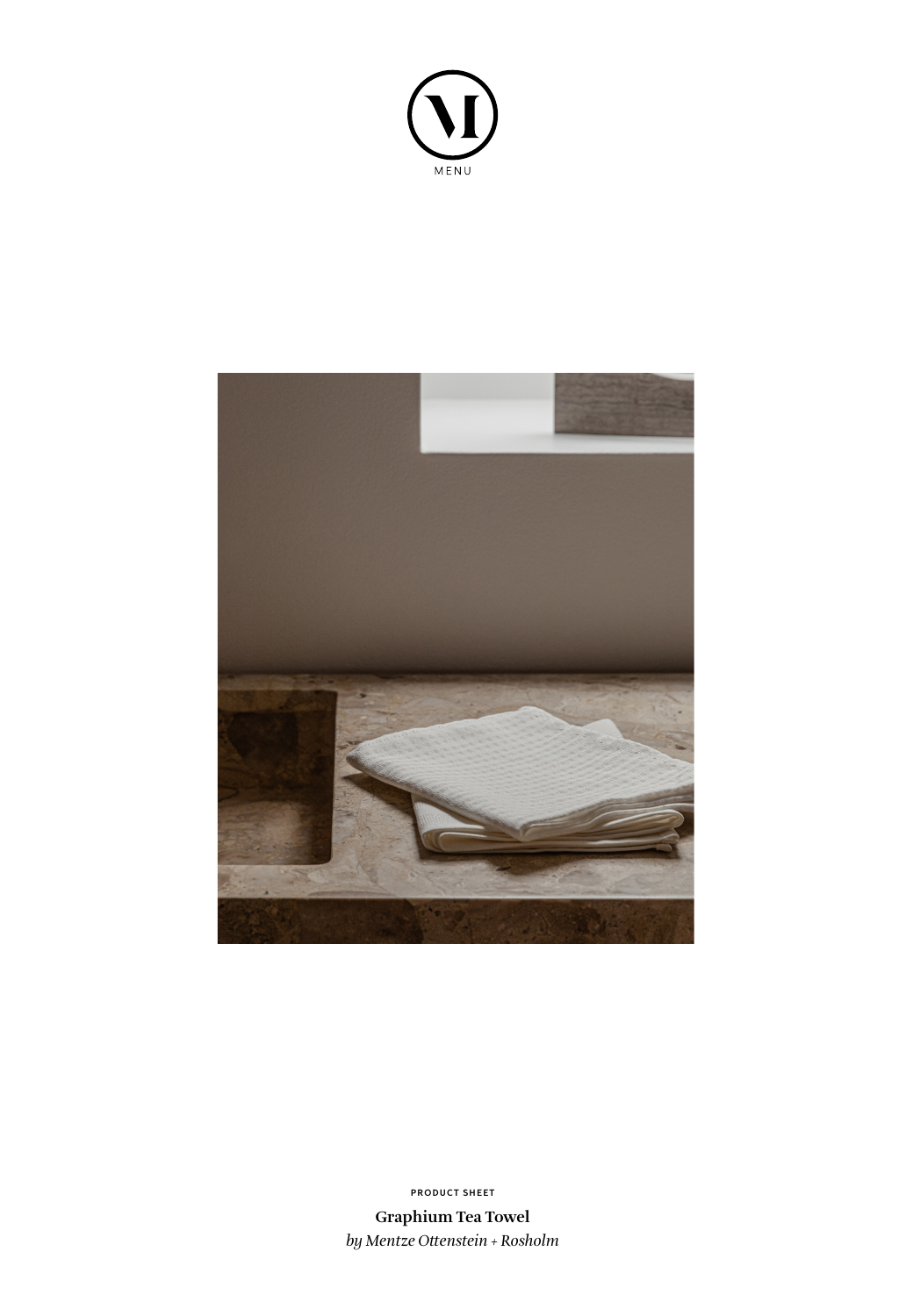MENU

PRODUCT SHEET

**Graphium Tea Towel**

*by Mentze Ottenstein + Rosholm*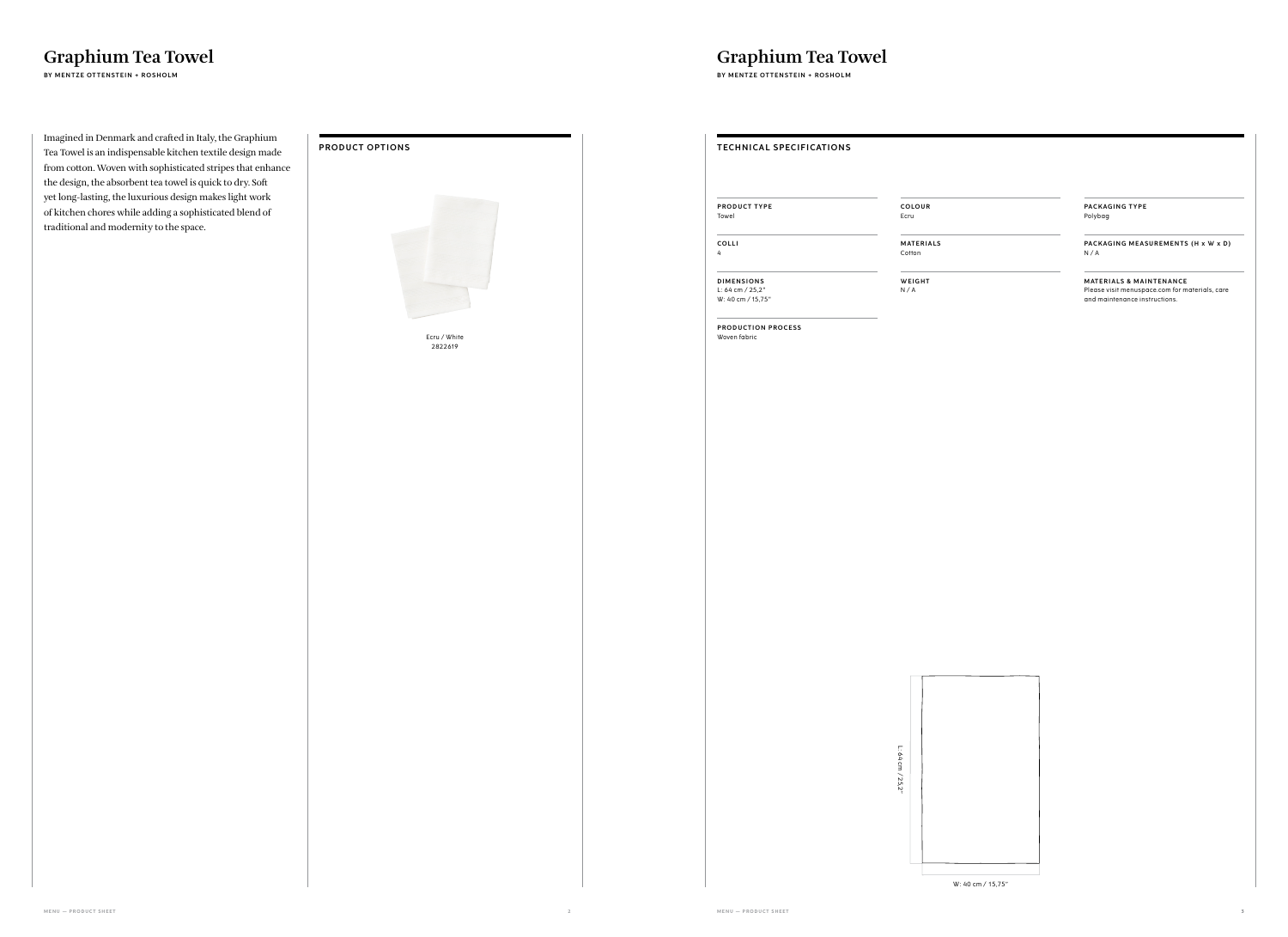# Graphium Tea Towel

BY MENTZE OTTENSTEIN + ROSHOLM

Imagined in Denmark and crafted in Italy, the Graphium Tea Towel is an indispensable kitchen textile design made from cotton. Woven with sophisticated stripes that enhance the design, the absorbent tea towel is quick to dry. Soft yet long-lasting, the luxurious design makes light work of kitchen chores while adding a sophisticated blend of traditional and modernity to the space.

## PRODUCT OPTIONS

Ecru / White
2822619

# Graphium Tea Towel

BY MENTZE OTTENSTEIN + ROSHOLM

## TECHNICAL SPECIFICATIONS

**PRODUCT TYPE**
Towel

**COLLI**
4

**DIMENSIONS**
L: 64 cm / 25,2"
W: 40 cm / 15,75"

**PRODUCTION PROCESS**
Woven fabric

**COLOUR**
Ecru

**MATERIALS**
Cotton

**WEIGHT**
N / A

**PACKAGING TYPE**
Polybag

**PACKAGING MEASUREMENTS (H x W x D)**
N / A

**MATERIALS & MAINTENANCE**
Please visit menuspace.com for materials, care and maintenance instructions.

L: 64 cm / 25,2"

W: 40 cm / 15,75"